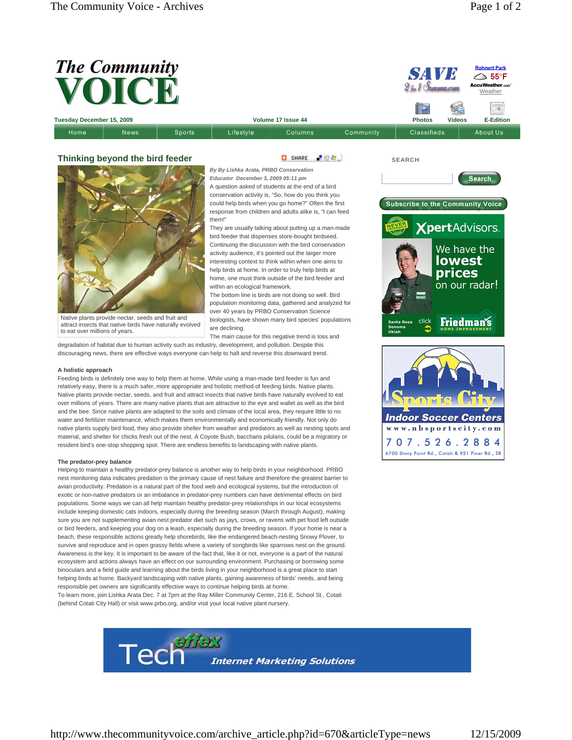# Thinking beyond the bird feeder

Native plants provide nectar, seeds and fruit and attract insects that native birds have naturally evolved to eat over millions of years.

*By By Lishka Arata, PRBO Conservation Educator December 3, 2009 05:11 pm*

A question asked of students at the end of a bird conservation activity is, "So, how do you think you could help birds when you go home?" Often the first response from children and adults alike is, "I can feed them!"

They are usually talking about putting up a man-made bird feeder that dispenses store-bought birdseed. Continuing the discussion with the bird conservation activity audience, it's pointed out the larger more interesting context to think within when one aims to help birds at home. In order to truly help birds at home, one must think outside of the bird feeder and within an ecological framework.

The bottom line is birds are not doing so well. Bird population monitoring data, gathered and analyzed for over 40 years by PRBO Conservation Science biologists, have shown many bird species' populations are declining.

The main cause for this negative trend is loss and degradation of habitat due to human activity such as industry, development, and pollution. Despite this discouraging news, there are effective ways everyone can help to halt and reverse this downward trend.

**A holistic approach**

Feeding birds is definitely one way to help them at home. While using a man-made bird feeder is fun and relatively easy, there is a much safer, more appropriate and holistic method of feeding birds. Native plants. Native plants provide nectar, seeds, and fruit and attract insects that native birds have naturally evolved to eat over millions of years. There are many native plants that are attractive to the eye and wallet as well as the bird and the bee. Since native plants are adapted to the soils and climate of the local area, they require little to no water and fertilizer maintenance, which makes them environmentally and economically friendly. Not only do native plants supply bird food, they also provide shelter from weather and predators as well as nesting spots and material, and shelter for chicks fresh out of the nest. A Coyote Bush, baccharis pilularis, could be a migratory or resident bird's one-stop shopping spot. There are endless benefits to landscaping with native plants.

**The predator-prey balance**

Helping to maintain a healthy predator-prey balance is another way to help birds in your neighborhood. PRBO nest monitoring data indicates predation is the primary cause of nest failure and therefore the greatest barrier to avian productivity. Predation is a natural part of the food web and ecological systems, but the introduction of exotic or non-native predators or an imbalance in predator-prey numbers can have detrimental effects on bird populations. Some ways we can all help maintain healthy predator-prey relationships in our local ecosystems include keeping domestic cats indoors, especially during the breeding season (March through August), making sure you are not supplementing avian nest predator diet such as jays, crows, or ravens with pet food left outside or bird feeders, and keeping your dog on a leash, especially during the breeding season. If your home is near a beach, these responsible actions greatly help shorebirds, like the endangered beach-nesting Snowy Plover, to survive and reproduce and in open grassy fields where a variety of songbirds like sparrows nest on the ground.

Awareness is the key. It is important to be aware of the fact that, like it or not, everyone is a part of the natural ecosystem and actions always have an effect on our surrounding environment. Purchasing or borrowing some binoculars and a field guide and learning about the birds living in your neighborhood is a great place to start helping birds at home. Backyard landscaping with native plants, gaining awareness of birds' needs, and being responsible pet owners are significantly effective ways to continue helping birds at home.

To learn more, join Lishka Arata Dec. 7 at 7pm at the Ray Miller Community Center, 216 E. School St., Cotati (behind Cotati City Hall) or visit www.prbo.org, and/or visit your local native plant nursery.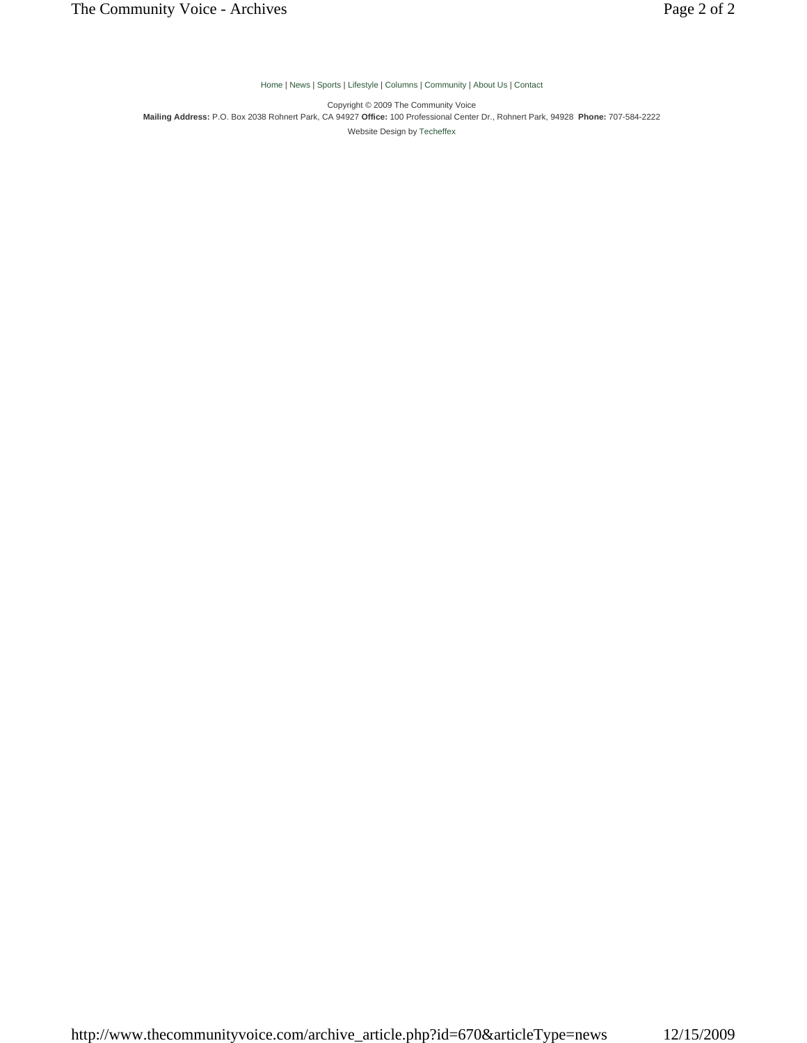Home | News | Sports | Lifestyle | Columns | Community | About Us | Contact

Copyright © 2009 The Community Voice

**Mailing Address:** P.O. Box 2038 Rohnert Park, CA 94927 **Office:** 100 Professional Center Dr., Rohnert Park, 94928 **Phone:** 707-584-2222

Website Design by Techeffex